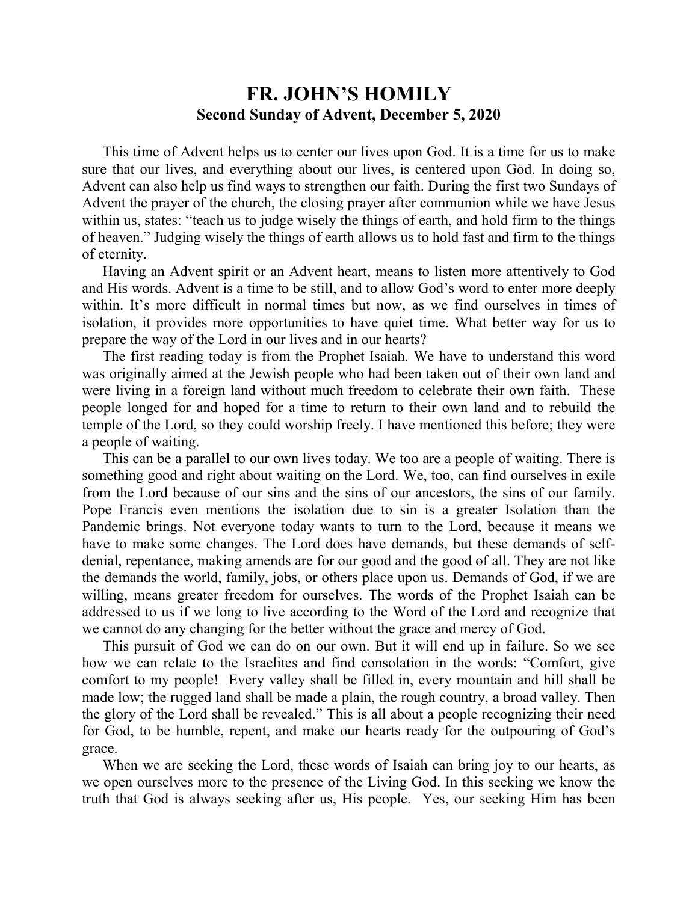# FR. JOHN'S HOMILY

## Second Sunday of Advent, December 5, 2020

This time of Advent helps us to center our lives upon God. It is a time for us to make sure that our lives, and everything about our lives, is centered upon God. In doing so, Advent can also help us find ways to strengthen our faith. During the first two Sundays of Advent the prayer of the church, the closing prayer after communion while we have Jesus within us, states: "teach us to judge wisely the things of earth, and hold firm to the things of heaven." Judging wisely the things of earth allows us to hold fast and firm to the things of eternity.

Having an Advent spirit or an Advent heart, means to listen more attentively to God and His words. Advent is a time to be still, and to allow God's word to enter more deeply within. It's more difficult in normal times but now, as we find ourselves in times of isolation, it provides more opportunities to have quiet time. What better way for us to prepare the way of the Lord in our lives and in our hearts?

The first reading today is from the Prophet Isaiah. We have to understand this word was originally aimed at the Jewish people who had been taken out of their own land and were living in a foreign land without much freedom to celebrate their own faith. These people longed for and hoped for a time to return to their own land and to rebuild the temple of the Lord, so they could worship freely. I have mentioned this before; they were a people of waiting.

This can be a parallel to our own lives today. We too are a people of waiting. There is something good and right about waiting on the Lord. We, too, can find ourselves in exile from the Lord because of our sins and the sins of our ancestors, the sins of our family. Pope Francis even mentions the isolation due to sin is a greater Isolation than the Pandemic brings. Not everyone today wants to turn to the Lord, because it means we have to make some changes. The Lord does have demands, but these demands of self-denial, repentance, making amends are for our good and the good of all. They are not like the demands the world, family, jobs, or others place upon us. Demands of God, if we are willing, means greater freedom for ourselves. The words of the Prophet Isaiah can be addressed to us if we long to live according to the Word of the Lord and recognize that we cannot do any changing for the better without the grace and mercy of God.

This pursuit of God we can do on our own. But it will end up in failure. So we see how we can relate to the Israelites and find consolation in the words: "Comfort, give comfort to my people! Every valley shall be filled in, every mountain and hill shall be made low; the rugged land shall be made a plain, the rough country, a broad valley. Then the glory of the Lord shall be revealed." This is all about a people recognizing their need for God, to be humble, repent, and make our hearts ready for the outpouring of God's grace.

When we are seeking the Lord, these words of Isaiah can bring joy to our hearts, as we open ourselves more to the presence of the Living God. In this seeking we know the truth that God is always seeking after us, His people. Yes, our seeking Him has been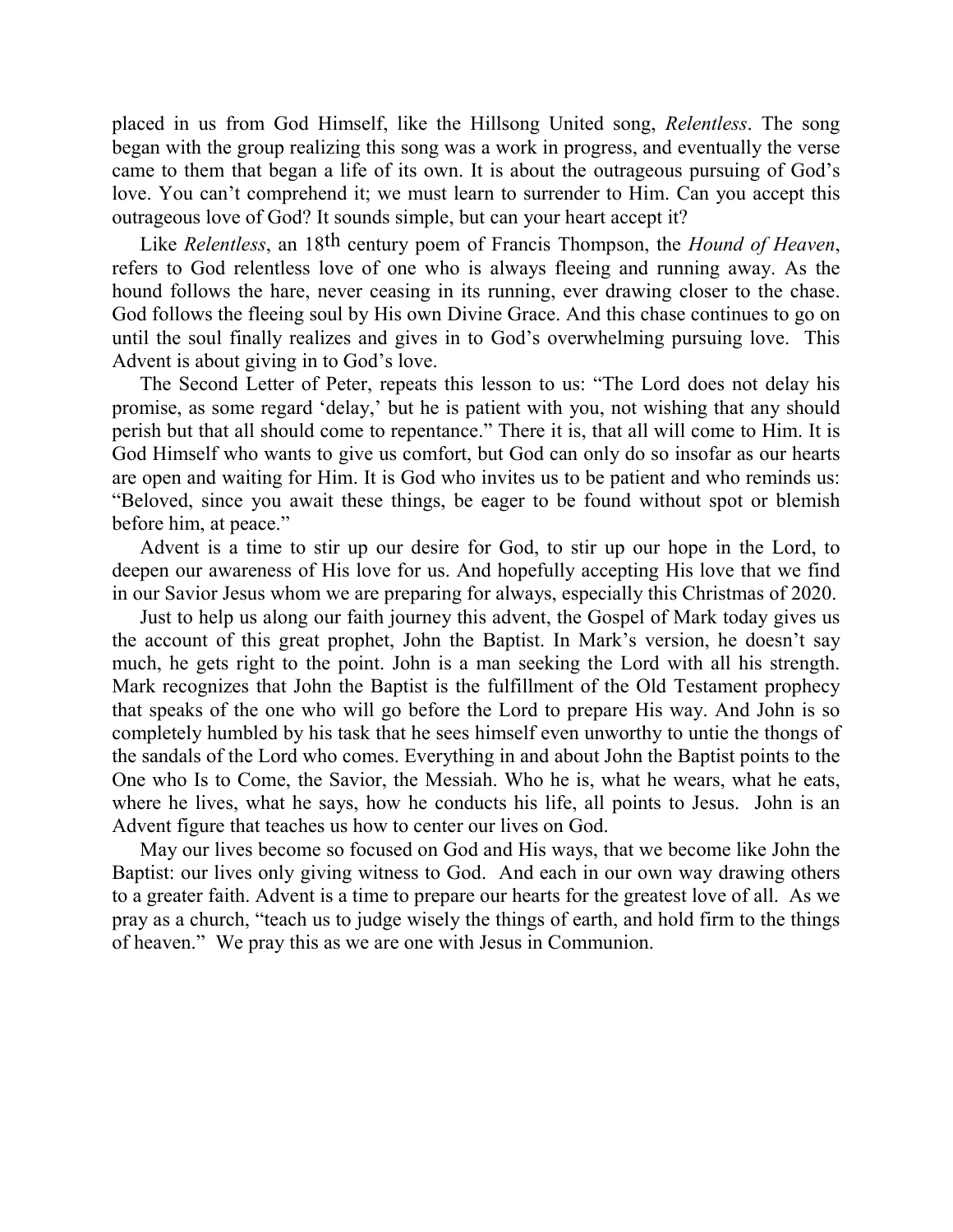placed in us from God Himself, like the Hillsong United song, *Relentless*. The song began with the group realizing this song was a work in progress, and eventually the verse came to them that began a life of its own. It is about the outrageous pursuing of God's love. You can't comprehend it; we must learn to surrender to Him. Can you accept this outrageous love of God? It sounds simple, but can your heart accept it?

Like *Relentless*, an 18th century poem of Francis Thompson, the *Hound of Heaven*, refers to God relentless love of one who is always fleeing and running away. As the hound follows the hare, never ceasing in its running, ever drawing closer to the chase. God follows the fleeing soul by His own Divine Grace. And this chase continues to go on until the soul finally realizes and gives in to God's overwhelming pursuing love. This Advent is about giving in to God's love.

The Second Letter of Peter, repeats this lesson to us: "The Lord does not delay his promise, as some regard 'delay,' but he is patient with you, not wishing that any should perish but that all should come to repentance." There it is, that all will come to Him. It is God Himself who wants to give us comfort, but God can only do so insofar as our hearts are open and waiting for Him. It is God who invites us to be patient and who reminds us: "Beloved, since you await these things, be eager to be found without spot or blemish before him, at peace."

Advent is a time to stir up our desire for God, to stir up our hope in the Lord, to deepen our awareness of His love for us. And hopefully accepting His love that we find in our Savior Jesus whom we are preparing for always, especially this Christmas of 2020.

Just to help us along our faith journey this advent, the Gospel of Mark today gives us the account of this great prophet, John the Baptist. In Mark's version, he doesn't say much, he gets right to the point. John is a man seeking the Lord with all his strength. Mark recognizes that John the Baptist is the fulfillment of the Old Testament prophecy that speaks of the one who will go before the Lord to prepare His way. And John is so completely humbled by his task that he sees himself even unworthy to untie the thongs of the sandals of the Lord who comes. Everything in and about John the Baptist points to the One who Is to Come, the Savior, the Messiah. Who he is, what he wears, what he eats, where he lives, what he says, how he conducts his life, all points to Jesus. John is an Advent figure that teaches us how to center our lives on God.

May our lives become so focused on God and His ways, that we become like John the Baptist: our lives only giving witness to God. And each in our own way drawing others to a greater faith. Advent is a time to prepare our hearts for the greatest love of all. As we pray as a church, "teach us to judge wisely the things of earth, and hold firm to the things of heaven." We pray this as we are one with Jesus in Communion.